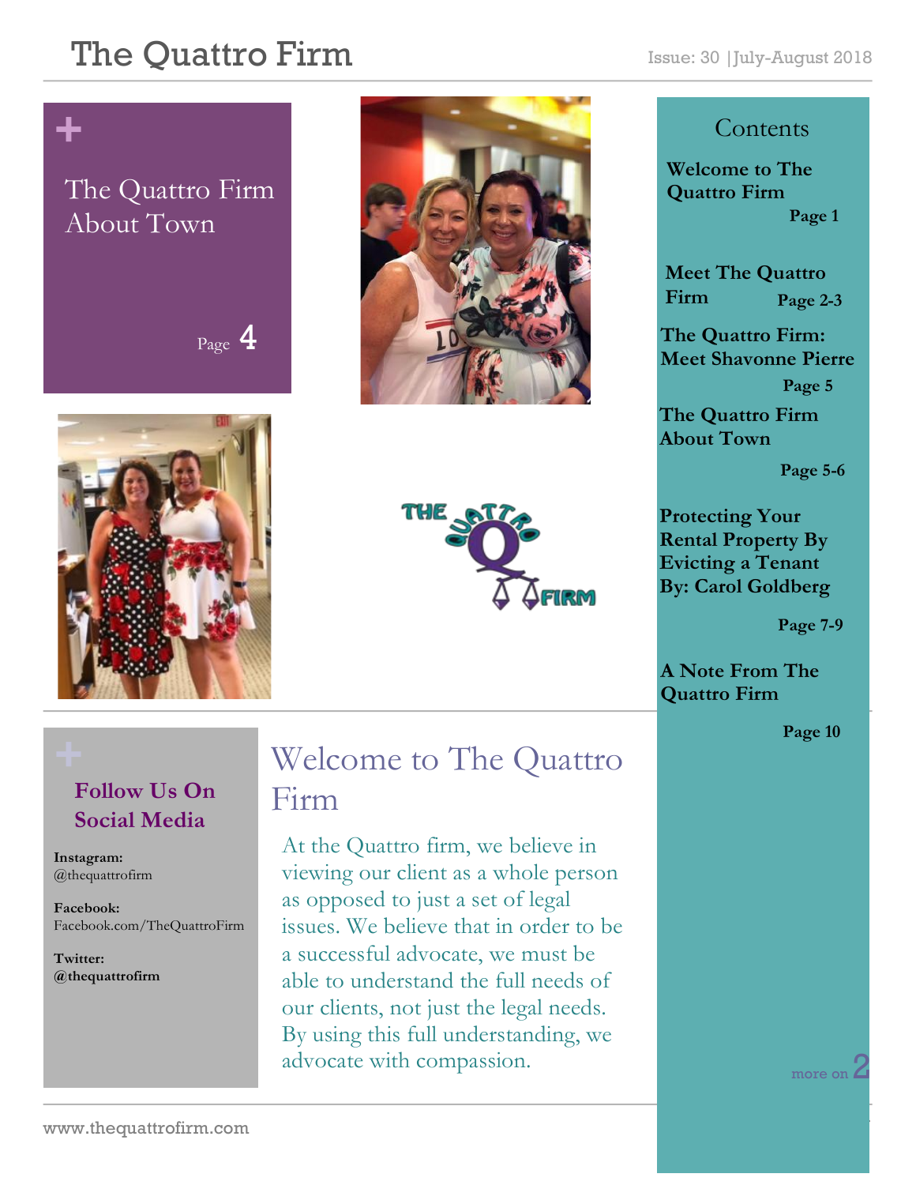# The Quattro Firm

Issue: 30 | July-August 2018

+

## The Quattro Firm About Town

Page 4

## Contents

**Welcome to The Quattro Firm** — **Page 1**

**Meet The Quattro Firm** — **Page 2-3**

**The Quattro Firm: Meet Shavonne Pierre** — **Page 5**

**The Quattro Firm About Town** — **Page 5-6**

**Protecting Your Rental Property By Evicting a Tenant By: Carol Goldberg** — **Page 7-9**

**A Note From The Quattro Firm** — **Page 10**

+

### Follow Us On Social Media

**Instagram:**
@thequattrofirm

**Facebook:**
Facebook.com/TheQuattroFirm

**Twitter:**
**@thequattrofirm**

## Welcome to The Quattro Firm

At the Quattro firm, we believe in viewing our client as a whole person as opposed to just a set of legal issues. We believe that in order to be a successful advocate, we must be able to understand the full needs of our clients, not just the legal needs. By using this full understanding, we advocate with compassion.

more on 2

www.thequattrofirm.com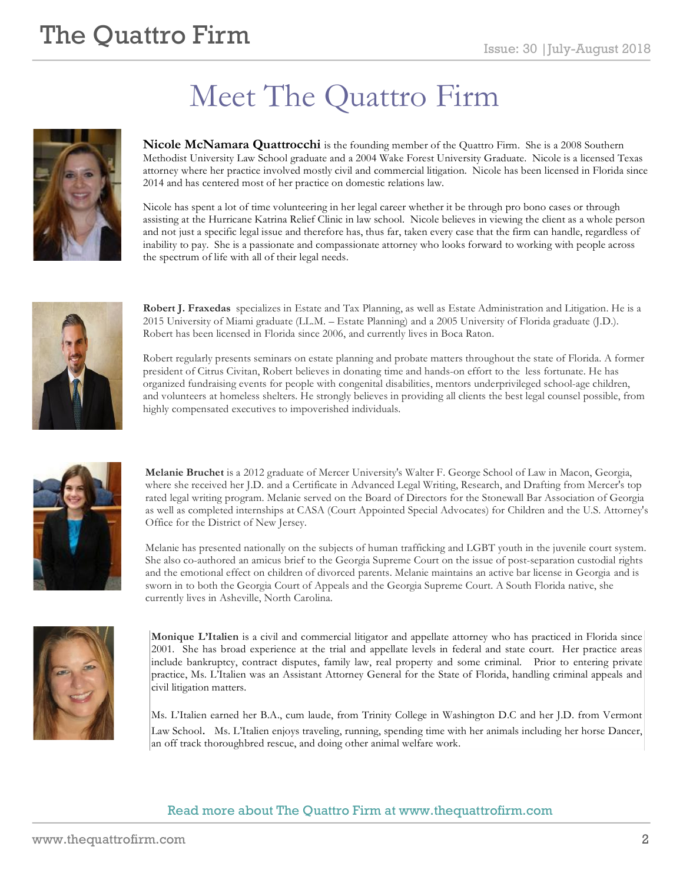# Meet The Quattro Firm

**Nicole McNamara Quattrocchi** is the founding member of the Quattro Firm. She is a 2008 Southern Methodist University Law School graduate and a 2004 Wake Forest University Graduate. Nicole is a licensed Texas attorney where her practice involved mostly civil and commercial litigation. Nicole has been licensed in Florida since 2014 and has centered most of her practice on domestic relations law.

Nicole has spent a lot of time volunteering in her legal career whether it be through pro bono cases or through assisting at the Hurricane Katrina Relief Clinic in law school. Nicole believes in viewing the client as a whole person and not just a specific legal issue and therefore has, thus far, taken every case that the firm can handle, regardless of inability to pay. She is a passionate and compassionate attorney who looks forward to working with people across the spectrum of life with all of their legal needs.

**Robert J. Fraxedas** specializes in Estate and Tax Planning, as well as Estate Administration and Litigation. He is a 2015 University of Miami graduate (LL.M. – Estate Planning) and a 2005 University of Florida graduate (J.D.). Robert has been licensed in Florida since 2006, and currently lives in Boca Raton.

Robert regularly presents seminars on estate planning and probate matters throughout the state of Florida. A former president of Citrus Civitan, Robert believes in donating time and hands-on effort to the less fortunate. He has organized fundraising events for people with congenital disabilities, mentors underprivileged school-age children, and volunteers at homeless shelters. He strongly believes in providing all clients the best legal counsel possible, from highly compensated executives to impoverished individuals.

**Melanie Bruchet** is a 2012 graduate of Mercer University's Walter F. George School of Law in Macon, Georgia, where she received her J.D. and a Certificate in Advanced Legal Writing, Research, and Drafting from Mercer's top rated legal writing program. Melanie served on the Board of Directors for the Stonewall Bar Association of Georgia as well as completed internships at CASA (Court Appointed Special Advocates) for Children and the U.S. Attorney's Office for the District of New Jersey.

Melanie has presented nationally on the subjects of human trafficking and LGBT youth in the juvenile court system. She also co-authored an amicus brief to the Georgia Supreme Court on the issue of post-separation custodial rights and the emotional effect on children of divorced parents. Melanie maintains an active bar license in Georgia and is sworn in to both the Georgia Court of Appeals and the Georgia Supreme Court. A South Florida native, she currently lives in Asheville, North Carolina.

**Monique L'Italien** is a civil and commercial litigator and appellate attorney who has practiced in Florida since 2001. She has broad experience at the trial and appellate levels in federal and state court. Her practice areas include bankruptcy, contract disputes, family law, real property and some criminal. Prior to entering private practice, Ms. L'Italien was an Assistant Attorney General for the State of Florida, handling criminal appeals and civil litigation matters.

Ms. L'Italien earned her B.A., cum laude, from Trinity College in Washington D.C and her J.D. from Vermont Law School. Ms. L'Italien enjoys traveling, running, spending time with her animals including her horse Dancer, an off track thoroughbred rescue, and doing other animal welfare work.

Read more about The Quattro Firm at www.thequattrofirm.com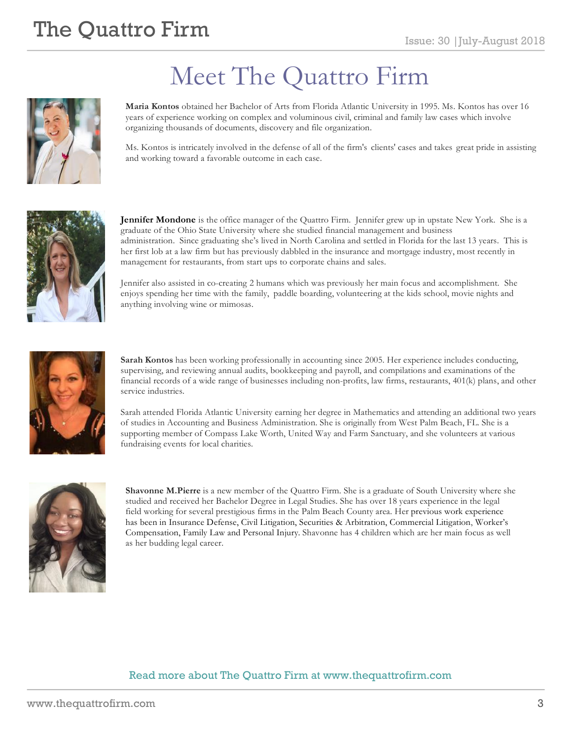# Meet The Quattro Firm

**Maria Kontos** obtained her Bachelor of Arts from Florida Atlantic University in 1995. Ms. Kontos has over 16 years of experience working on complex and voluminous civil, criminal and family law cases which involve organizing thousands of documents, discovery and file organization.

Ms. Kontos is intricately involved in the defense of all of the firm's clients' cases and takes great pride in assisting and working toward a favorable outcome in each case.

**Jennifer Mondone** is the office manager of the Quattro Firm. Jennifer grew up in upstate New York. She is a graduate of the Ohio State University where she studied financial management and business administration. Since graduating she's lived in North Carolina and settled in Florida for the last 13 years. This is her first lob at a law firm but has previously dabbled in the insurance and mortgage industry, most recently in management for restaurants, from start ups to corporate chains and sales.

Jennifer also assisted in co-creating 2 humans which was previously her main focus and accomplishment. She enjoys spending her time with the family, paddle boarding, volunteering at the kids school, movie nights and anything involving wine or mimosas.

**Sarah Kontos** has been working professionally in accounting since 2005. Her experience includes conducting, supervising, and reviewing annual audits, bookkeeping and payroll, and compilations and examinations of the financial records of a wide range of businesses including non-profits, law firms, restaurants, 401(k) plans, and other service industries.

Sarah attended Florida Atlantic University earning her degree in Mathematics and attending an additional two years of studies in Accounting and Business Administration. She is originally from West Palm Beach, FL. She is a supporting member of Compass Lake Worth, United Way and Farm Sanctuary, and she volunteers at various fundraising events for local charities.

**Shavonne M.Pierre** is a new member of the Quattro Firm. She is a graduate of South University where she studied and received her Bachelor Degree in Legal Studies. She has over 18 years experience in the legal field working for several prestigious firms in the Palm Beach County area. Her previous work experience has been in Insurance Defense, Civil Litigation, Securities & Arbitration, Commercial Litigation, Worker's Compensation, Family Law and Personal Injury. Shavonne has 4 children which are her main focus as well as her budding legal career.

Read more about The Quattro Firm at www.thequattrofirm.com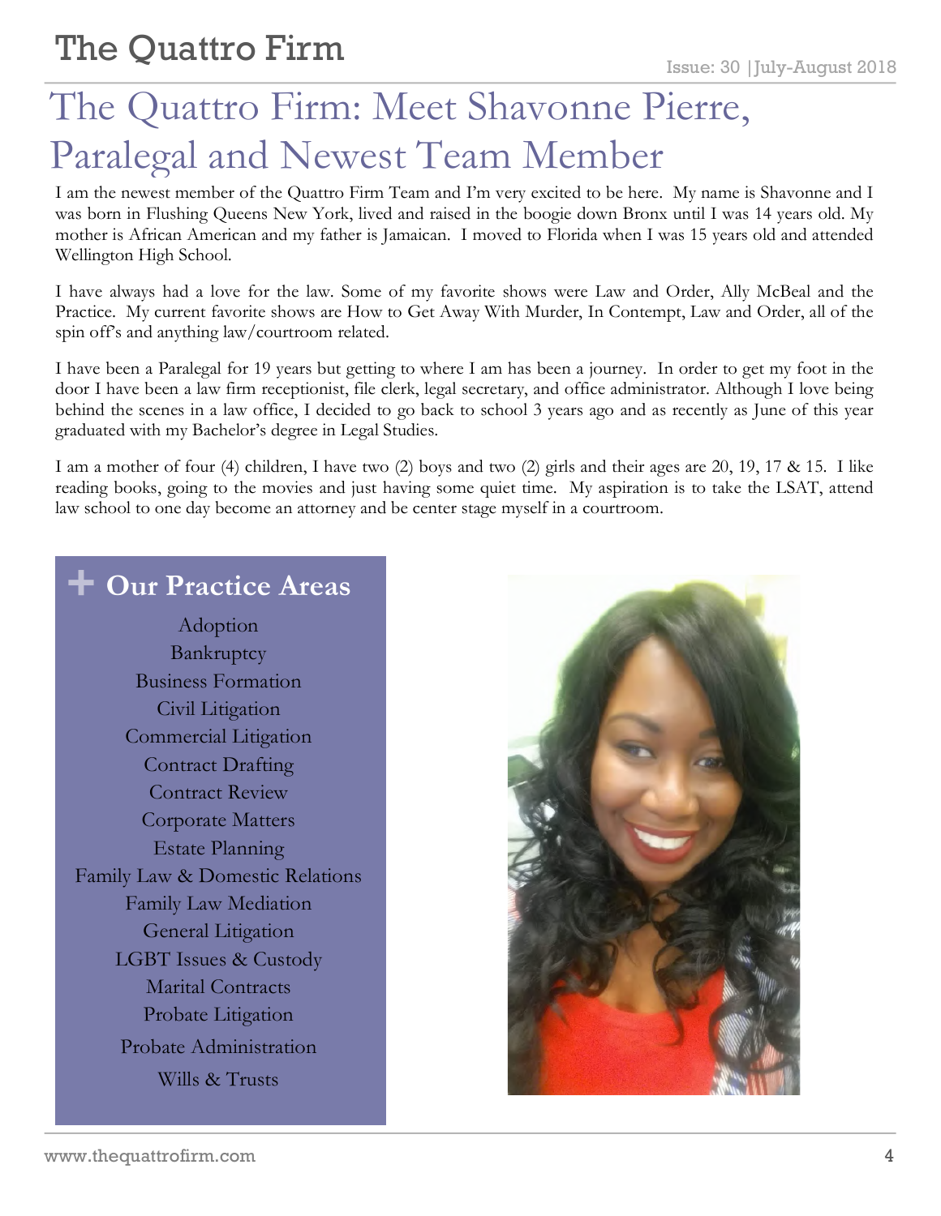# The Quattro Firm: Meet Shavonne Pierre, Paralegal and Newest Team Member

I am the newest member of the Quattro Firm Team and I'm very excited to be here. My name is Shavonne and I was born in Flushing Queens New York, lived and raised in the boogie down Bronx until I was 14 years old. My mother is African American and my father is Jamaican. I moved to Florida when I was 15 years old and attended Wellington High School.

I have always had a love for the law. Some of my favorite shows were Law and Order, Ally McBeal and the Practice. My current favorite shows are How to Get Away With Murder, In Contempt, Law and Order, all of the spin off's and anything law/courtroom related.

I have been a Paralegal for 19 years but getting to where I am has been a journey. In order to get my foot in the door I have been a law firm receptionist, file clerk, legal secretary, and office administrator. Although I love being behind the scenes in a law office, I decided to go back to school 3 years ago and as recently as June of this year graduated with my Bachelor's degree in Legal Studies.

I am a mother of four (4) children, I have two (2) boys and two (2) girls and their ages are 20, 19, 17 & 15. I like reading books, going to the movies and just having some quiet time. My aspiration is to take the LSAT, attend law school to one day become an attorney and be center stage myself in a courtroom.

## Our Practice Areas

Adoption
Bankruptcy
Business Formation
Civil Litigation
Commercial Litigation
Contract Drafting
Contract Review
Corporate Matters
Estate Planning
Family Law & Domestic Relations
Family Law Mediation
General Litigation
LGBT Issues & Custody
Marital Contracts
Probate Litigation
Probate Administration
Wills & Trusts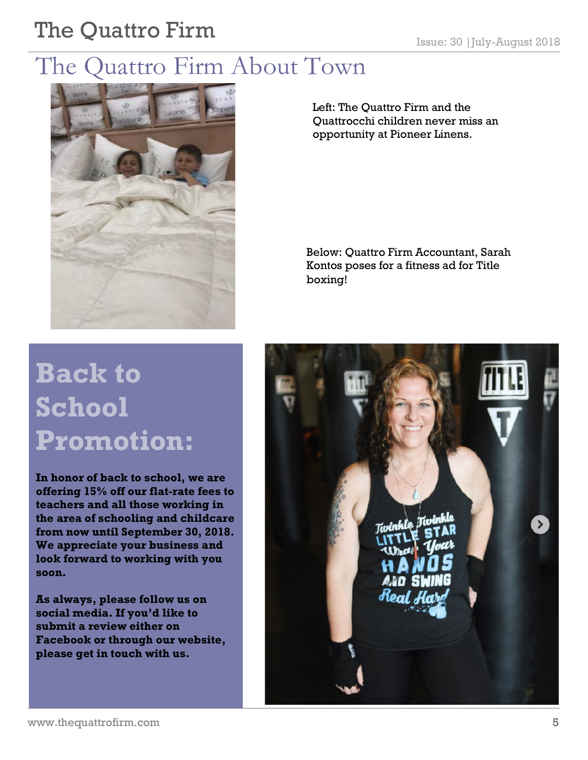# The Quattro Firm About Town

Left: The Quattro Firm and the Quattrocchi children never miss an opportunity at Pioneer Linens.

Below: Quattro Firm Accountant, Sarah Kontos poses for a fitness ad for Title boxing!

## Back to School Promotion:

**In honor of back to school, we are offering 15% off our flat-rate fees to teachers and all those working in the area of schooling and childcare from now until September 30, 2018. We appreciate your business and look forward to working with you soon.**

**As always, please follow us on social media. If you'd like to submit a review either on Facebook or through our website, please get in touch with us.**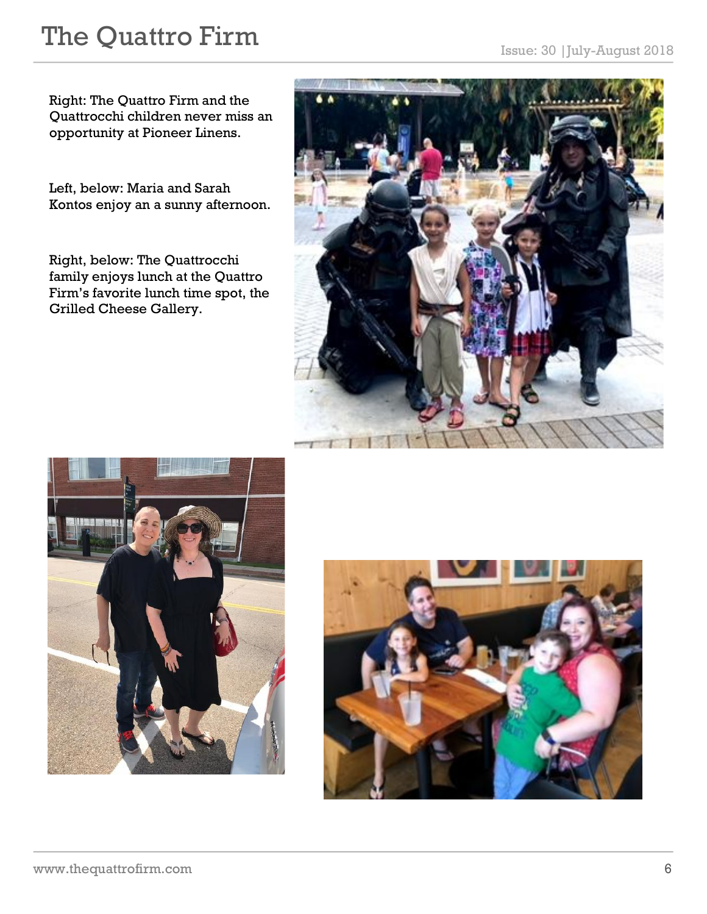Right: The Quattro Firm and the Quattrocchi children never miss an opportunity at Pioneer Linens.

Left, below: Maria and Sarah Kontos enjoy an a sunny afternoon.

Right, below: The Quattrocchi family enjoys lunch at the Quattro Firm's favorite lunch time spot, the Grilled Cheese Gallery.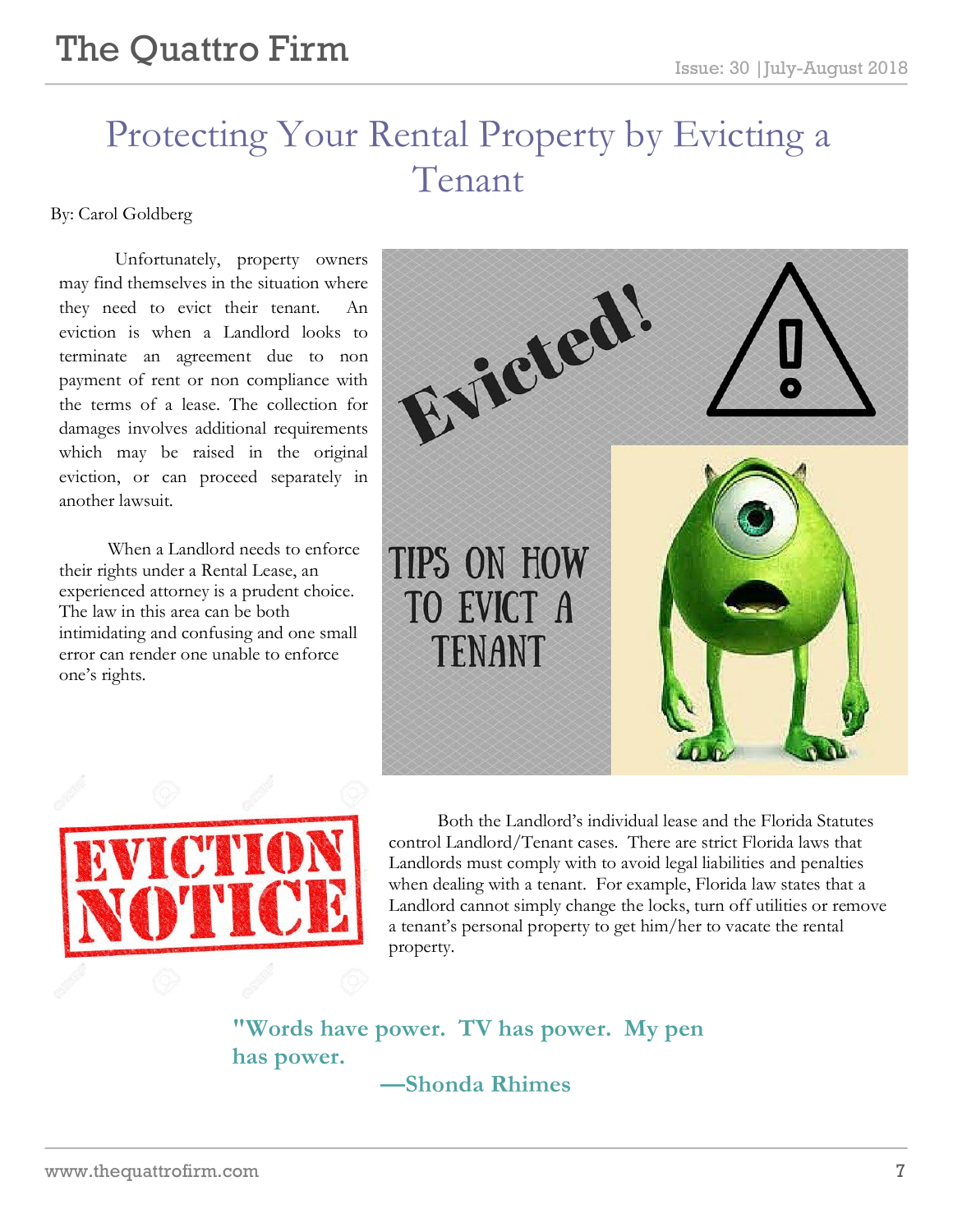# Protecting Your Rental Property by Evicting a Tenant

By: Carol Goldberg

Unfortunately, property owners may find themselves in the situation where they need to evict their tenant. An eviction is when a Landlord looks to terminate an agreement due to non payment of rent or non compliance with the terms of a lease. The collection for damages involves additional requirements which may be raised in the original eviction, or can proceed separately in another lawsuit.

When a Landlord needs to enforce their rights under a Rental Lease, an experienced attorney is a prudent choice. The law in this area can be both intimidating and confusing and one small error can render one unable to enforce one's rights.

Both the Landlord's individual lease and the Florida Statutes control Landlord/Tenant cases. There are strict Florida laws that Landlords must comply with to avoid legal liabilities and penalties when dealing with a tenant. For example, Florida law states that a Landlord cannot simply change the locks, turn off utilities or remove a tenant's personal property to get him/her to vacate the rental property.

**"Words have power. TV has power. My pen has power.**

**—Shonda Rhimes**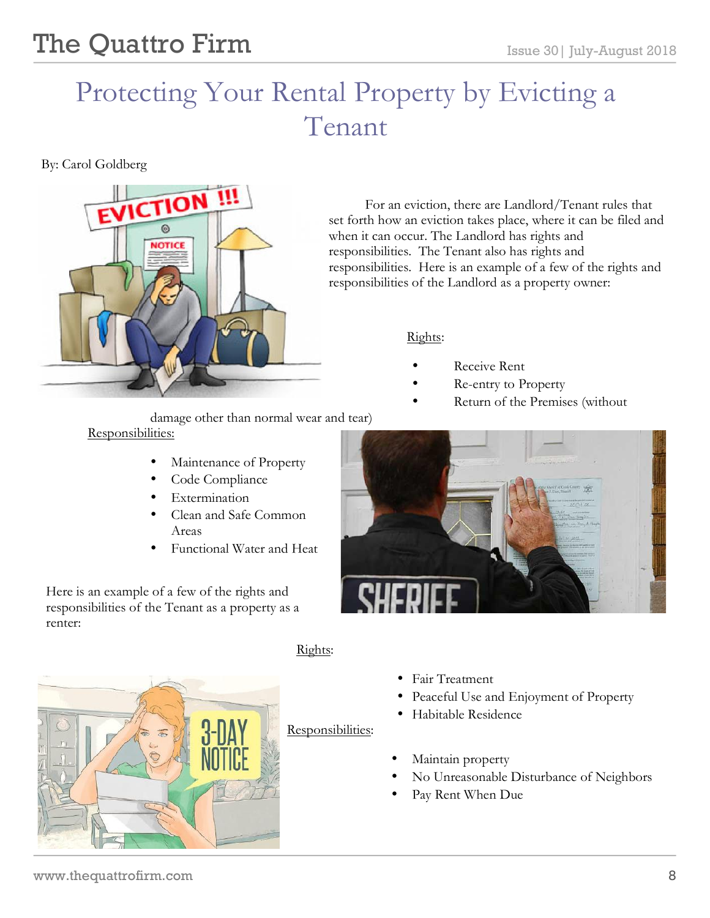# Protecting Your Rental Property by Evicting a Tenant

By: Carol Goldberg

For an eviction, there are Landlord/Tenant rules that set forth how an eviction takes place, where it can be filed and when it can occur. The Landlord has rights and responsibilities. The Tenant also has rights and responsibilities. Here is an example of a few of the rights and responsibilities of the Landlord as a property owner:

Rights:

- Receive Rent
- Re-entry to Property
- Return of the Premises (without damage other than normal wear and tear)

Responsibilities:

- Maintenance of Property
- Code Compliance
- Extermination
- Clean and Safe Common Areas
- Functional Water and Heat

Here is an example of a few of the rights and responsibilities of the Tenant as a property as a renter:

Rights:

- Fair Treatment
- Peaceful Use and Enjoyment of Property
- Habitable Residence

Responsibilities:

- Maintain property
- No Unreasonable Disturbance of Neighbors
- Pay Rent When Due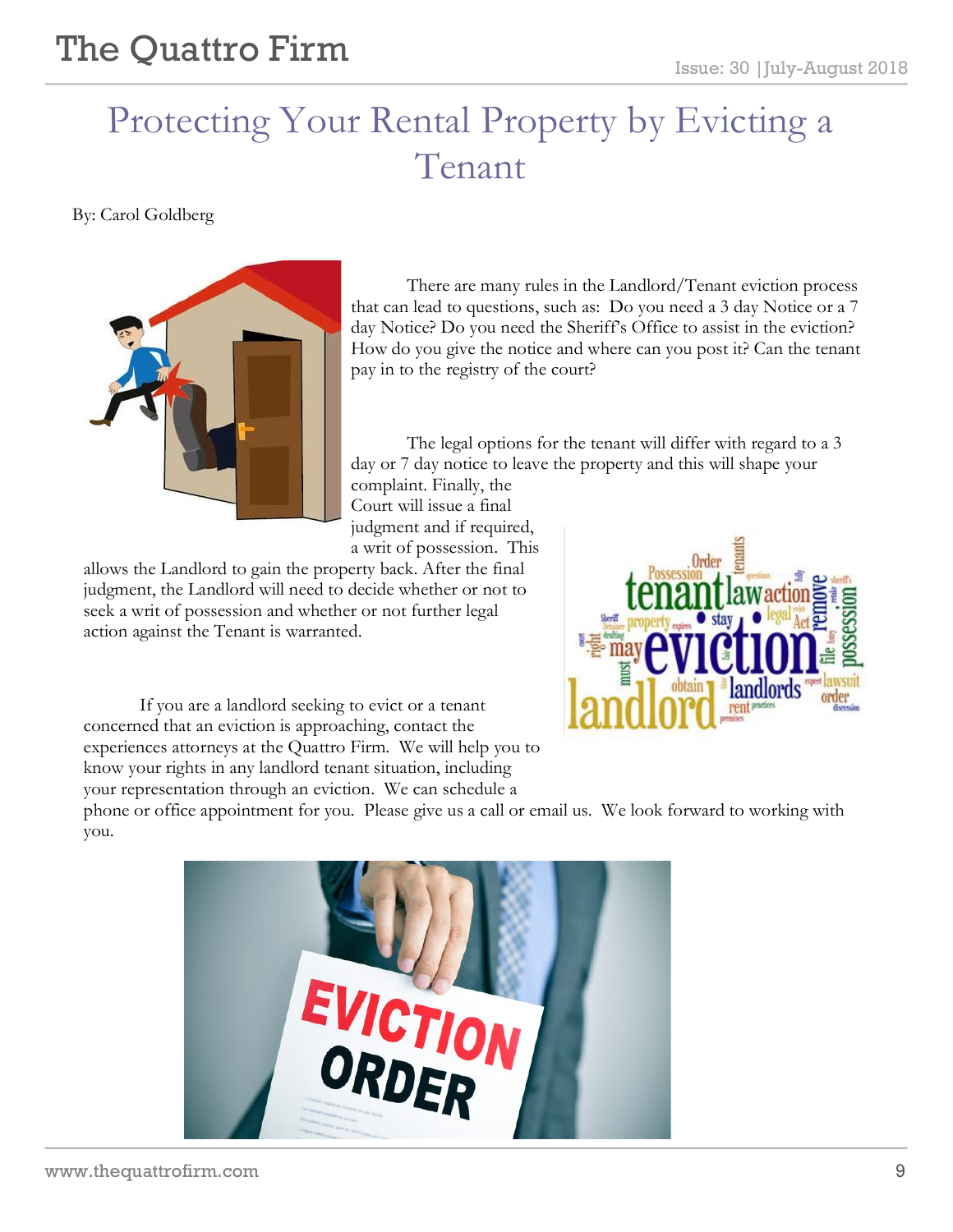# Protecting Your Rental Property by Evicting a Tenant

By: Carol Goldberg

There are many rules in the Landlord/Tenant eviction process that can lead to questions, such as: Do you need a 3 day Notice or a 7 day Notice? Do you need the Sheriff's Office to assist in the eviction? How do you give the notice and where can you post it? Can the tenant pay in to the registry of the court?

The legal options for the tenant will differ with regard to a 3 day or 7 day notice to leave the property and this will shape your complaint. Finally, the Court will issue a final judgment and if required, a writ of possession. This allows the Landlord to gain the property back. After the final judgment, the Landlord will need to decide whether or not to seek a writ of possession and whether or not further legal action against the Tenant is warranted.

If you are a landlord seeking to evict or a tenant concerned that an eviction is approaching, contact the experiences attorneys at the Quattro Firm. We will help you to know your rights in any landlord tenant situation, including your representation through an eviction. We can schedule a phone or office appointment for you. Please give us a call or email us. We look forward to working with you.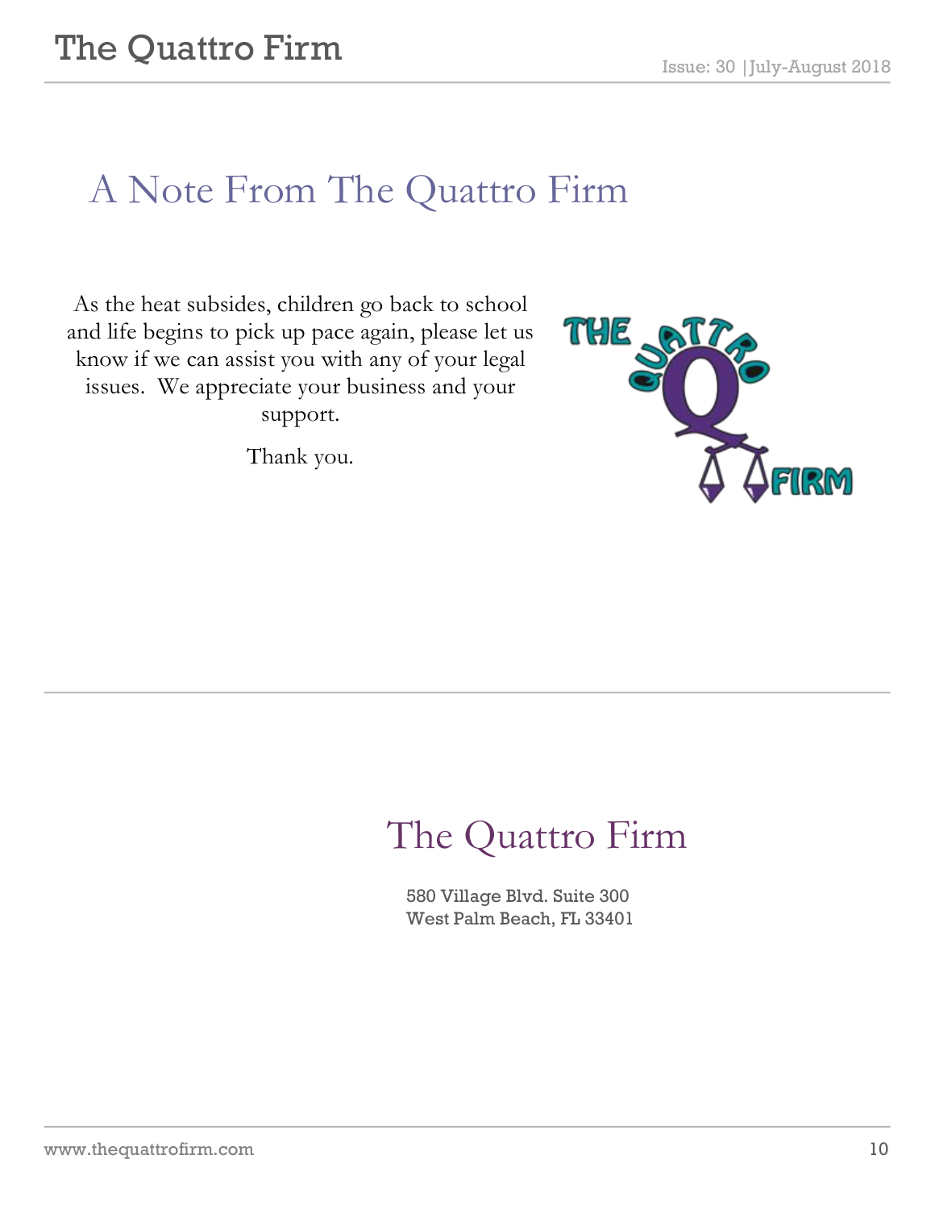# A Note From The Quattro Firm

As the heat subsides, children go back to school and life begins to pick up pace again, please let us know if we can assist you with any of your legal issues. We appreciate your business and your support.

Thank you.

## The Quattro Firm

580 Village Blvd. Suite 300
West Palm Beach, FL 33401